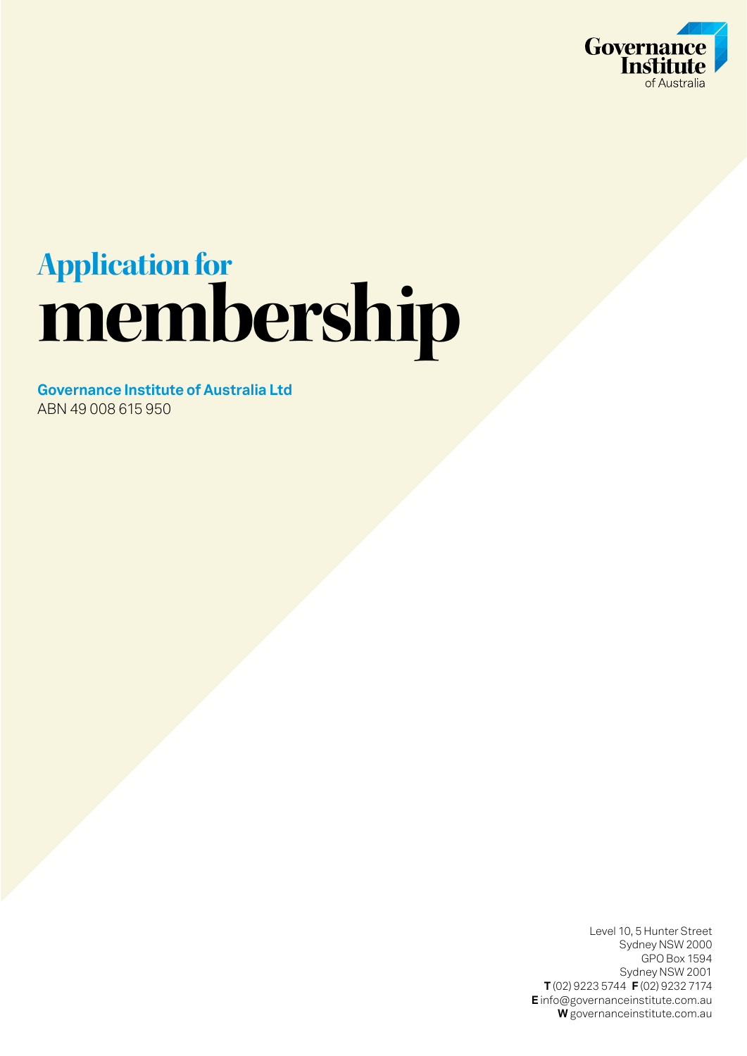Governance Institute of Australia

# Application for membership

**Governance Institute of Australia Ltd**
ABN 49 008 615 950

Level 10, 5 Hunter Street
Sydney NSW 2000
GPO Box 1594
Sydney NSW 2001
**T** (02) 9223 5744 **F** (02) 9232 7174
**E** info@governanceinstitute.com.au
**W** governanceinstitute.com.au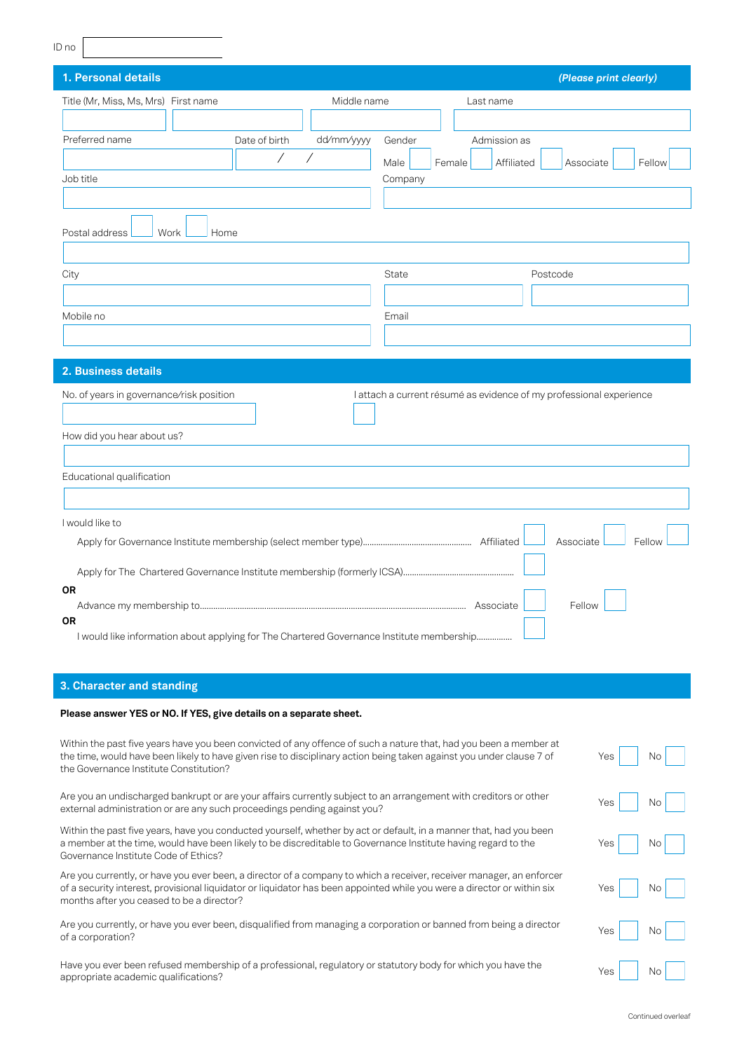ID no

## 1. Personal details

*(Please print clearly)*

Title (Mr, Miss, Ms, Mrs) First name Middle name Last name

Preferred name Date of birth dd/mm/yyyy / / Gender Admission as

Male Female Affiliated Associate Fellow

Job title Company

Postal address Work Home

City State Postcode

Mobile no Email

## 2. Business details

No. of years in governance/risk position

I attach a current résumé as evidence of my professional experience

How did you hear about us?

Educational qualification

I would like to

Apply for Governance Institute membership (select member type)................................................ Affiliated Associate Fellow

Apply for The Chartered Governance Institute membership (formerly ICSA)..................................................

**OR**

Advance my membership to..................................................................................................................... Associate Fellow

**OR**

I would like information about applying for The Chartered Governance Institute membership...............

## 3. Character and standing

**Please answer YES or NO. If YES, give details on a separate sheet.**

Within the past five years have you been convicted of any offence of such a nature that, had you been a member at the time, would have been likely to have given rise to disciplinary action being taken against you under clause 7 of the Governance Institute Constitution? Yes No

Are you an undischarged bankrupt or are your affairs currently subject to an arrangement with creditors or other external administration or are any such proceedings pending against you? Yes No

Within the past five years, have you conducted yourself, whether by act or default, in a manner that, had you been a member at the time, would have been likely to be discreditable to Governance Institute having regard to the Governance Institute Code of Ethics? Yes No

Are you currently, or have you ever been, a director of a company to which a receiver, receiver manager, an enforcer of a security interest, provisional liquidator or liquidator has been appointed while you were a director or within six months after you ceased to be a director? Yes No

Are you currently, or have you ever been, disqualified from managing a corporation or banned from being a director of a corporation? Yes No

Have you ever been refused membership of a professional, regulatory or statutory body for which you have the appropriate academic qualifications? Yes No

Continued overleaf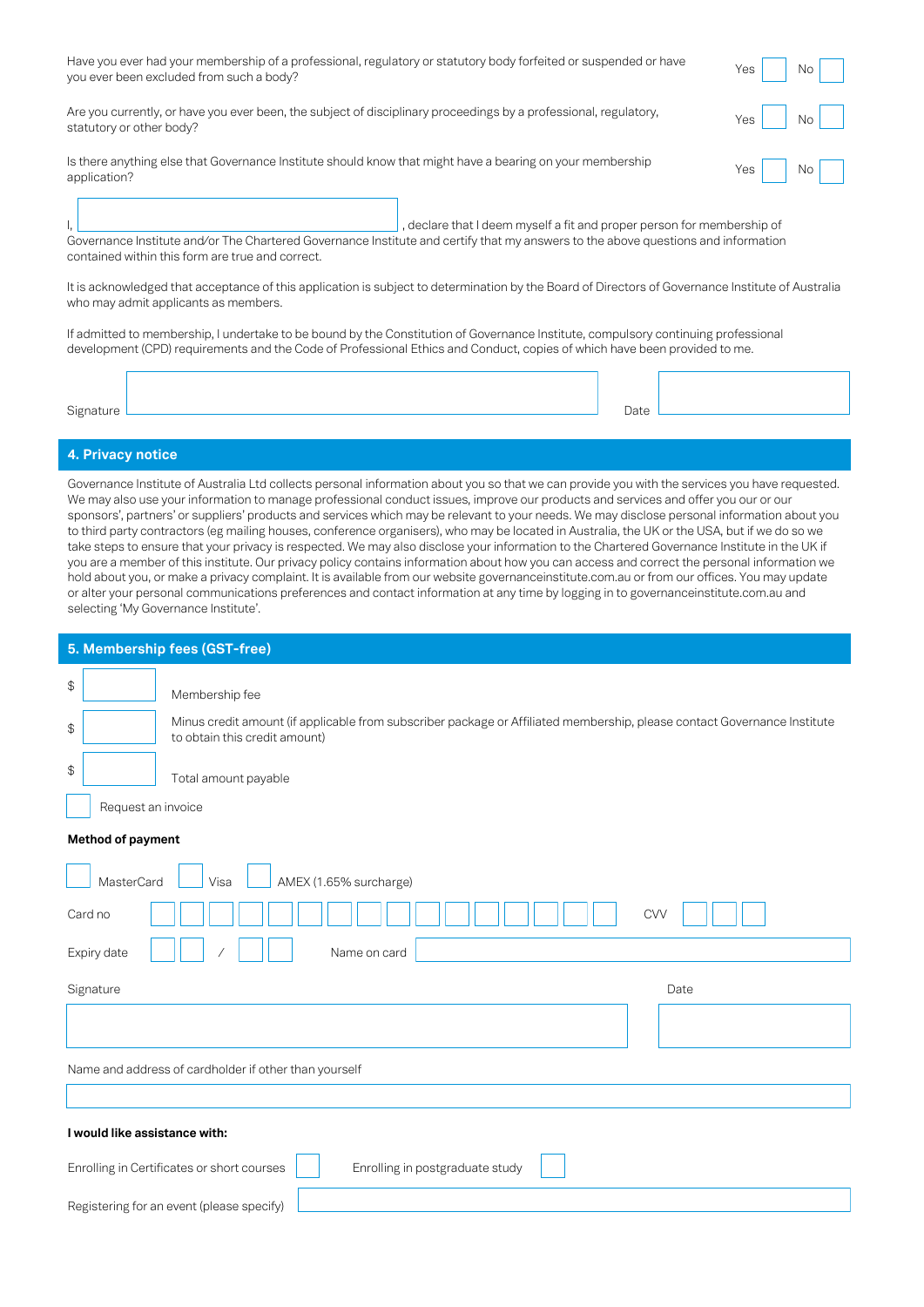Have you ever had your membership of a professional, regulatory or statutory body forfeited or suspended or have you ever been excluded from such a body? Yes ☐ No ☐

Are you currently, or have you ever been, the subject of disciplinary proceedings by a professional, regulatory, statutory or other body? Yes ☐ No ☐

Is there anything else that Governance Institute should know that might have a bearing on your membership application? Yes ☐ No ☐

I, ______________________, declare that I deem myself a fit and proper person for membership of Governance Institute and/or The Chartered Governance Institute and certify that my answers to the above questions and information contained within this form are true and correct.

It is acknowledged that acceptance of this application is subject to determination by the Board of Directors of Governance Institute of Australia who may admit applicants as members.

If admitted to membership, I undertake to be bound by the Constitution of Governance Institute, compulsory continuing professional development (CPD) requirements and the Code of Professional Ethics and Conduct, copies of which have been provided to me.

Signature ______________________ Date __________

## 4. Privacy notice

Governance Institute of Australia Ltd collects personal information about you so that we can provide you with the services you have requested. We may also use your information to manage professional conduct issues, improve our products and services and offer you our or our sponsors', partners' or suppliers' products and services which may be relevant to your needs. We may disclose personal information about you to third party contractors (eg mailing houses, conference organisers), who may be located in Australia, the UK or the USA, but if we do so we take steps to ensure that your privacy is respected. We may also disclose your information to the Chartered Governance Institute in the UK if you are a member of this institute. Our privacy policy contains information about how you can access and correct the personal information we hold about you, or make a privacy complaint. It is available from our website governanceinstitute.com.au or from our offices. You may update or alter your personal communications preferences and contact information at any time by logging in to governanceinstitute.com.au and selecting 'My Governance Institute'.

## 5. Membership fees (GST-free)

$ ________ Membership fee

$ ________ Minus credit amount (if applicable from subscriber package or Affiliated membership, please contact Governance Institute to obtain this credit amount)

$ ________ Total amount payable

☐ Request an invoice

**Method of payment**

☐ MasterCard ☐ Visa ☐ AMEX (1.65% surcharge)

Card no ☐☐☐☐ ☐☐☐☐ ☐☐☐☐ ☐☐☐☐ CVV ☐☐☐

Expiry date ☐☐ / ☐☐ Name on card ______________________

Signature ______________________ Date __________

Name and address of cardholder if other than yourself

______________________

**I would like assistance with:**

Enrolling in Certificates or short courses ☐ Enrolling in postgraduate study ☐

Registering for an event (please specify) ______________________